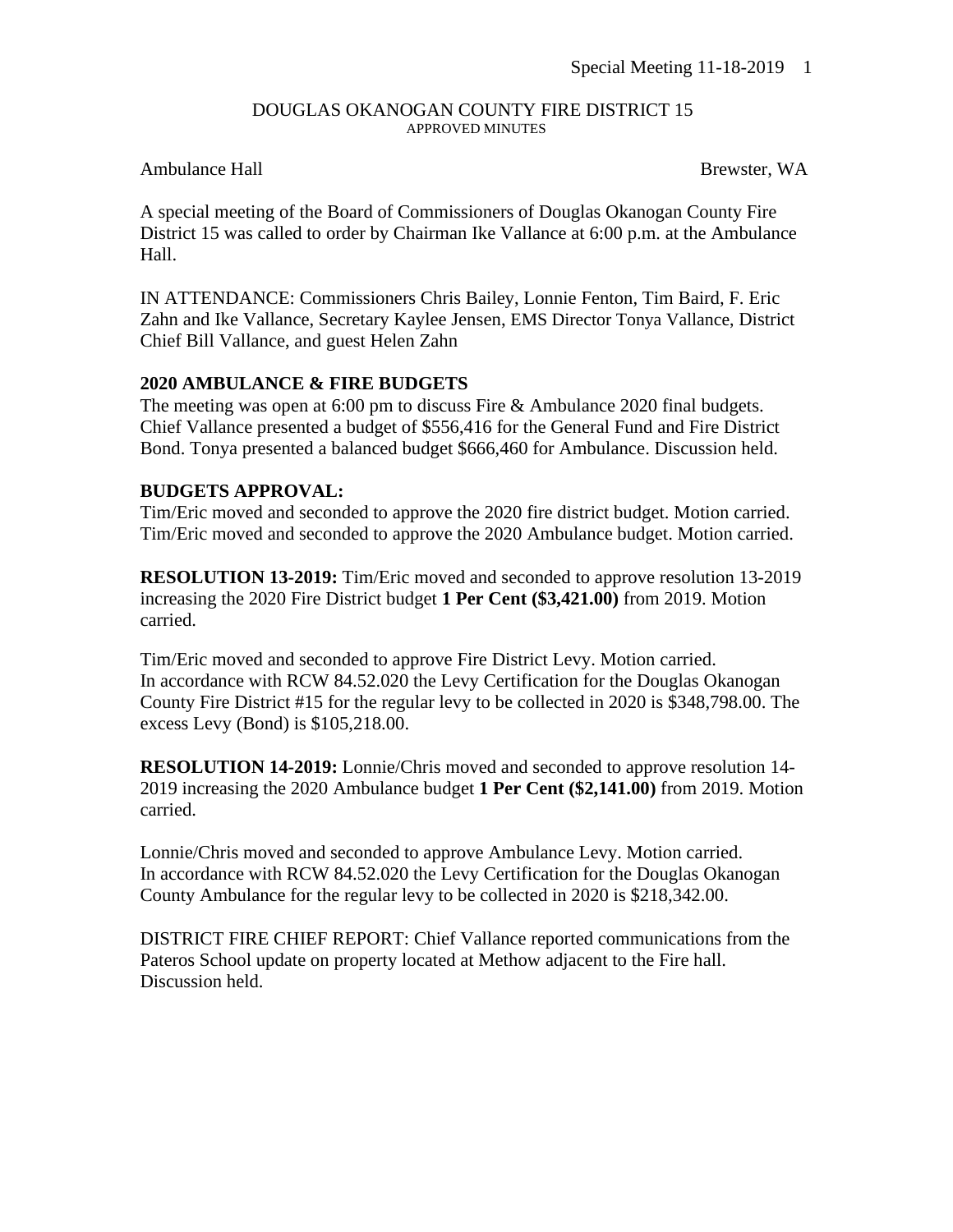DOUGLAS OKANOGAN COUNTY FIRE DISTRICT 15
APPROVED MINUTES

Ambulance Hall Brewster, WA

A special meeting of the Board of Commissioners of Douglas Okanogan County Fire District 15 was called to order by Chairman Ike Vallance at 6:00 p.m. at the Ambulance Hall.

IN ATTENDANCE: Commissioners Chris Bailey, Lonnie Fenton, Tim Baird, F. Eric Zahn and Ike Vallance, Secretary Kaylee Jensen, EMS Director Tonya Vallance, District Chief Bill Vallance, and guest Helen Zahn

**2020 AMBULANCE & FIRE BUDGETS**
The meeting was open at 6:00 pm to discuss Fire & Ambulance 2020 final budgets. Chief Vallance presented a budget of $556,416 for the General Fund and Fire District Bond. Tonya presented a balanced budget $666,460 for Ambulance. Discussion held.

**BUDGETS APPROVAL:**
Tim/Eric moved and seconded to approve the 2020 fire district budget. Motion carried.
Tim/Eric moved and seconded to approve the 2020 Ambulance budget. Motion carried.

**RESOLUTION 13-2019:** Tim/Eric moved and seconded to approve resolution 13-2019 increasing the 2020 Fire District budget **1 Per Cent ($3,421.00)** from 2019. Motion carried.

Tim/Eric moved and seconded to approve Fire District Levy. Motion carried.
In accordance with RCW 84.52.020 the Levy Certification for the Douglas Okanogan County Fire District #15 for the regular levy to be collected in 2020 is $348,798.00. The excess Levy (Bond) is $105,218.00.

**RESOLUTION 14-2019:** Lonnie/Chris moved and seconded to approve resolution 14-2019 increasing the 2020 Ambulance budget **1 Per Cent ($2,141.00)** from 2019. Motion carried.

Lonnie/Chris moved and seconded to approve Ambulance Levy. Motion carried.
In accordance with RCW 84.52.020 the Levy Certification for the Douglas Okanogan County Ambulance for the regular levy to be collected in 2020 is $218,342.00.

DISTRICT FIRE CHIEF REPORT: Chief Vallance reported communications from the Pateros School update on property located at Methow adjacent to the Fire hall. Discussion held.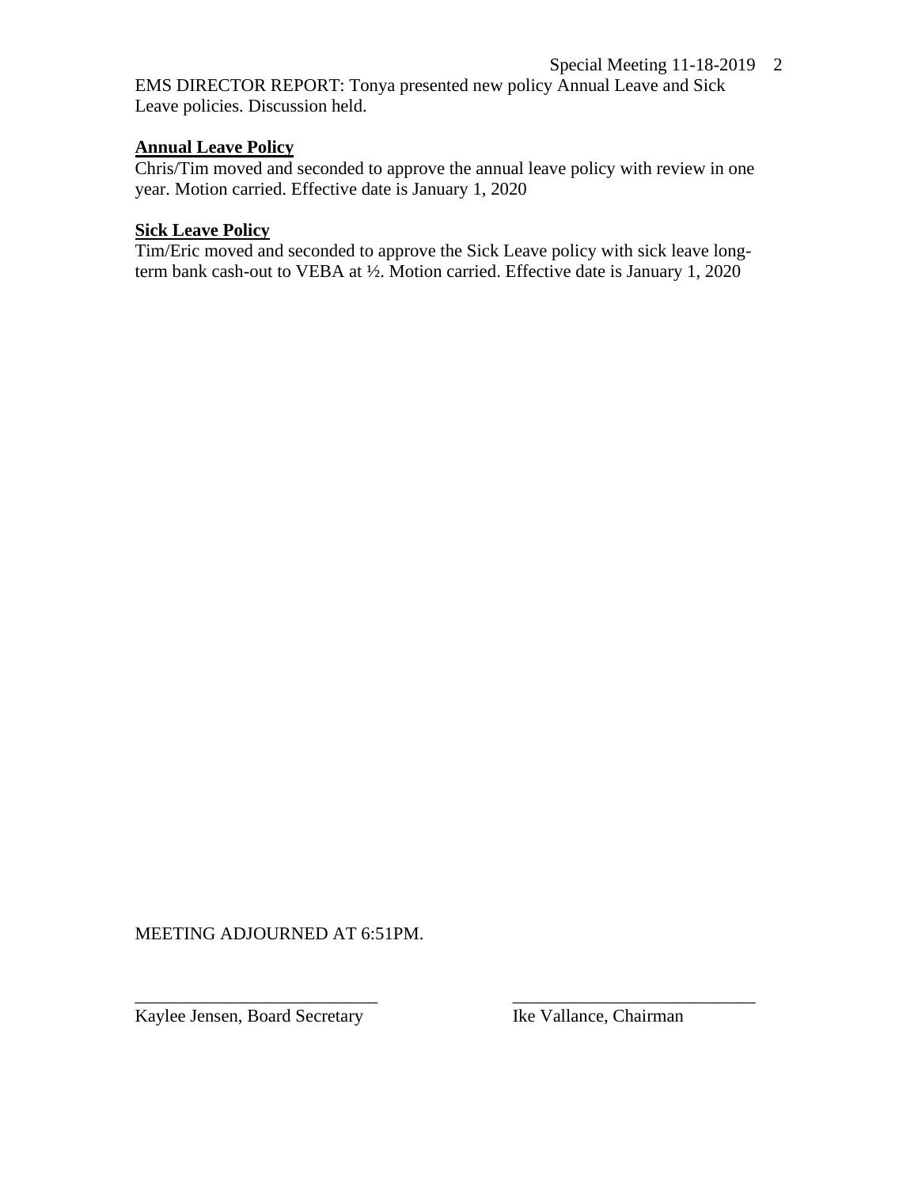EMS DIRECTOR REPORT: Tonya presented new policy Annual Leave and Sick Leave policies. Discussion held.

**Annual Leave Policy**

Chris/Tim moved and seconded to approve the annual leave policy with review in one year. Motion carried. Effective date is January 1, 2020

**Sick Leave Policy**

Tim/Eric moved and seconded to approve the Sick Leave policy with sick leave long-term bank cash-out to VEBA at ½. Motion carried. Effective date is January 1, 2020

MEETING ADJOURNED AT 6:51PM.

___________________________ ___________________________

Kaylee Jensen, Board Secretary Ike Vallance, Chairman